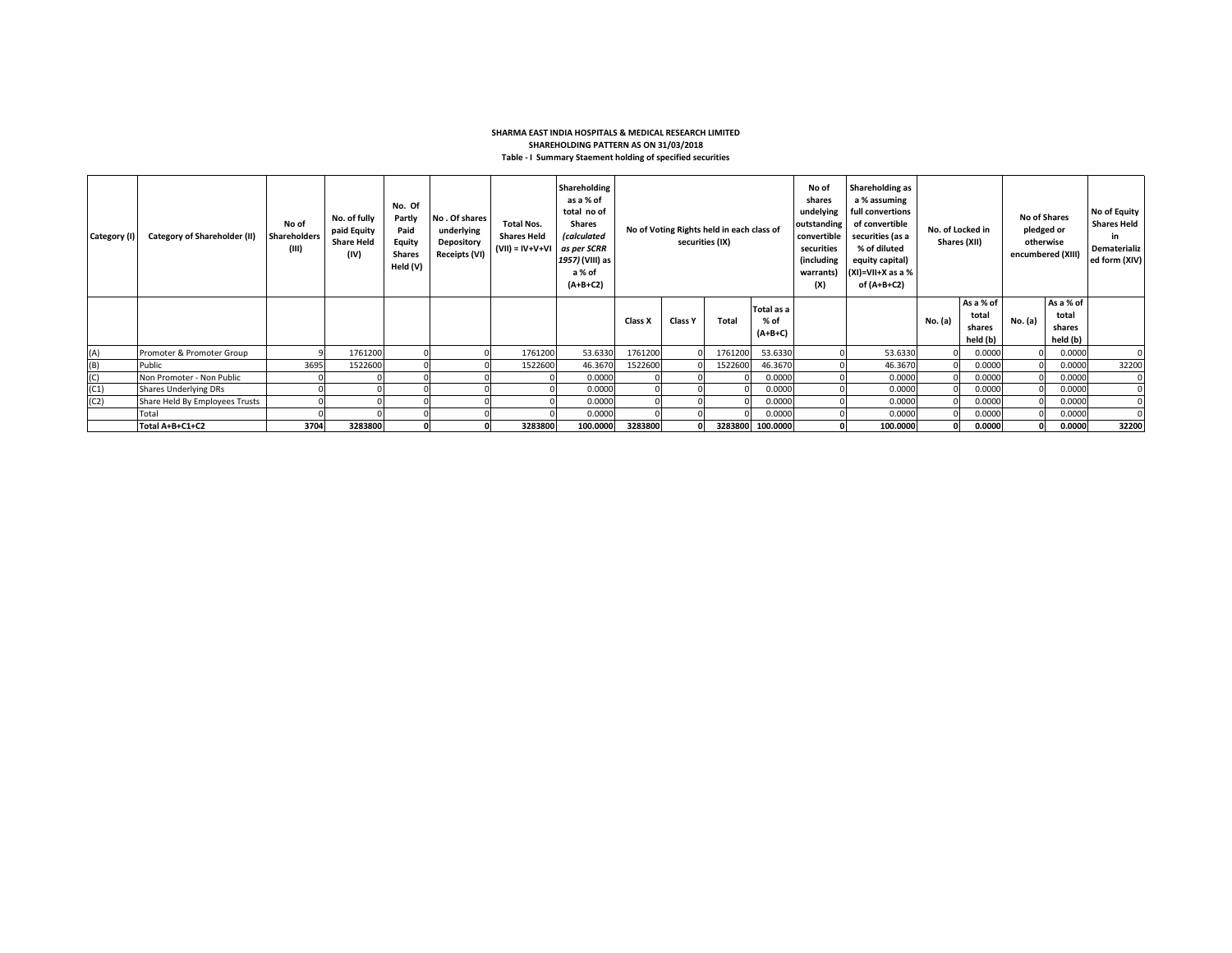**SHARMA EAST INDIA HOSPITALS & MEDICAL RESEARCH LIMITED**

**SHAREHOLDING PATTERN AS ON 31/03/2018**

**Table - I Summary Staement holding of specified securities**

| Category (I) | Category of Shareholder (II) | No of Shareholders (III) | No. of fully paid Equity Share Held (IV) | No. Of Partly Paid Equity Shares Held (V) | No . Of shares underlying Depository Receipts (VI) | Total Nos. Shares Held (VII) = IV+V+VI | Shareholding as a % of total no of Shares *(calculated as per SCRR 1957)* (VIII) as a % of (A+B+C2) | No of Voting Rights held in each class of securities (IX) | | | | No of shares undelying outstanding convertible securities (including warrants) (X) | Shareholding as a % assuming full convertions of convertible securities (as a % of diluted equity capital) (XI)=VII+X as a % of (A+B+C2) | No. of Locked in Shares (XII) | | No of Shares pledged or otherwise encumbered (XIII) | | No of Equity Shares Held in Dematerialized form (XIV) |
|---|---|---|---|---|---|---|---|---|---|---|---|---|---|---|---|---|---|---|
| | | | | | | | | Class X | Class Y | Total | Total as a % of (A+B+C) | | | No. (a) | As a % of total shares held (b) | No. (a) | As a % of total shares held (b) | |
| (A) | Promoter & Promoter Group | 9 | 1761200 | 0 | 0 | 1761200 | 53.6330 | 1761200 | 0 | 1761200 | 53.6330 | 0 | 53.6330 | 0 | 0.0000 | 0 | 0.0000 | 0 |
| (B) | Public | 3695 | 1522600 | 0 | 0 | 1522600 | 46.3670 | 1522600 | 0 | 1522600 | 46.3670 | 0 | 46.3670 | 0 | 0.0000 | 0 | 0.0000 | 32200 |
| (C) | Non Promoter - Non Public | 0 | 0 | 0 | 0 | 0 | 0.0000 | 0 | 0 | 0 | 0.0000 | 0 | 0.0000 | 0 | 0.0000 | 0 | 0.0000 | 0 |
| (C1) | Shares Underlying DRs | 0 | 0 | 0 | 0 | 0 | 0.0000 | 0 | 0 | 0 | 0.0000 | 0 | 0.0000 | 0 | 0.0000 | 0 | 0.0000 | 0 |
| (C2) | Share Held By Employees Trusts | 0 | 0 | 0 | 0 | 0 | 0.0000 | 0 | 0 | 0 | 0.0000 | 0 | 0.0000 | 0 | 0.0000 | 0 | 0.0000 | 0 |
| | Total | 0 | 0 | 0 | 0 | 0 | 0.0000 | 0 | 0 | 0 | 0.0000 | 0 | 0.0000 | 0 | 0.0000 | 0 | 0.0000 | 0 |
| | **Total A+B+C1+C2** | **3704** | **3283800** | **0** | **0** | **3283800** | **100.0000** | **3283800** | **0** | **3283800** | **100.0000** | **0** | **100.0000** | **0** | **0.0000** | **0** | **0.0000** | **32200** |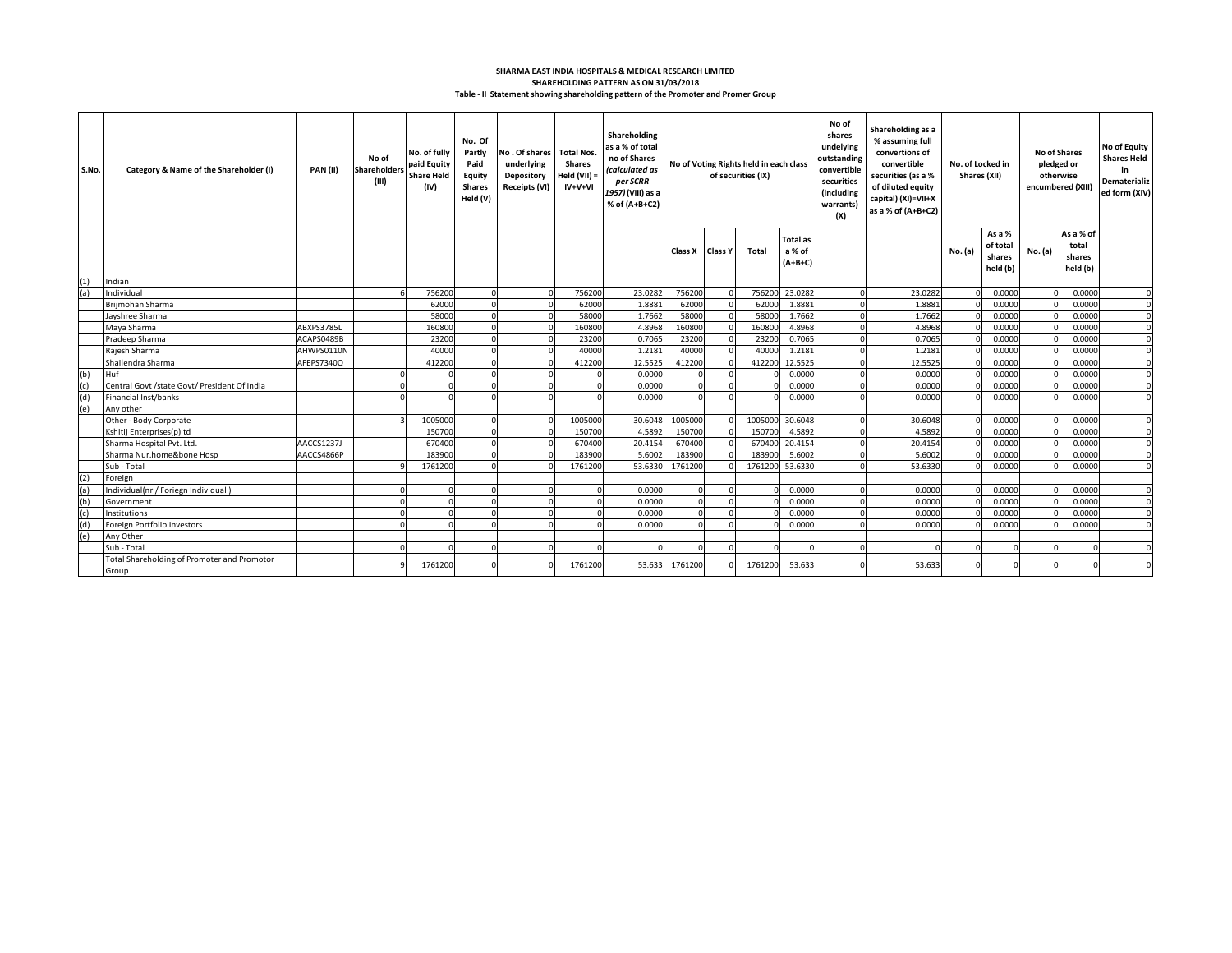**SHARMA EAST INDIA HOSPITALS & MEDICAL RESEARCH LIMITED**

**SHAREHOLDING PATTERN AS ON 31/03/2018**

**Table - II Statement showing shareholding pattern of the Promoter and Promer Group**

| S.No. | Category & Name of the Shareholder (I) | PAN (II) | No of Shareholders (III) | No. of fully paid Equity Share Held (IV) | No. Of Partly Paid Equity Shares Held (V) | No . Of shares underlying Depository Receipts (VI) | Total Nos. Shares Held (VII) = IV+V+VI | Shareholding as a % of total no of Shares (calculated as per SCRR 1957) (VIII) as a % of (A+B+C2) | No of Voting Rights held in each class of securities (IX) | | | | No of shares undelying outstanding convertible securities (including warrants) (X) | Shareholding as a % assuming full convertions of convertible securities (as a % of diluted equity capital) (XI)=VII+X as a % of (A+B+C2) | No. of Locked in Shares (XII) | | No of Shares pledged or otherwise encumbered (XIII) | | No of Equity Shares Held in Dematerialized form (XIV) |
|---|---|---|---|---|---|---|---|---|---|---|---|---|---|---|---|---|---|---|---|
| | | | | | | | | | Class X | Class Y | Total | Total as a % of (A+B+C) | | | No. (a) | As a % of total shares held (b) | No. (a) | As a % of total shares held (b) | |
| (1) | Indian | | | | | | | | | | | | | | | | | | |
| (a) | Individual | | 6 | 756200 | 0 | 0 | 756200 | 23.0282 | 756200 | 0 | 756200 | 23.0282 | 0 | 23.0282 | 0 | 0.0000 | 0 | 0.0000 | 0 |
| | Brijmohan Sharma | | | 62000 | 0 | 0 | 62000 | 1.8881 | 62000 | 0 | 62000 | 1.8881 | 0 | 1.8881 | 0 | 0.0000 | 0 | 0.0000 | 0 |
| | Jayshree Sharma | | | 58000 | 0 | 0 | 58000 | 1.7662 | 58000 | 0 | 58000 | 1.7662 | 0 | 1.7662 | 0 | 0.0000 | 0 | 0.0000 | 0 |
| | Maya Sharma | ABXPS3785L | | 160800 | 0 | 0 | 160800 | 4.8968 | 160800 | 0 | 160800 | 4.8968 | 0 | 4.8968 | 0 | 0.0000 | 0 | 0.0000 | 0 |
| | Pradeep Sharma | ACAPS0489B | | 23200 | 0 | 0 | 23200 | 0.7065 | 23200 | 0 | 23200 | 0.7065 | 0 | 0.7065 | 0 | 0.0000 | 0 | 0.0000 | 0 |
| | Rajesh Sharma | AHWPS0110N | | 40000 | 0 | 0 | 40000 | 1.2181 | 40000 | 0 | 40000 | 1.2181 | 0 | 1.2181 | 0 | 0.0000 | 0 | 0.0000 | 0 |
| | Shailendra Sharma | AFEPS7340Q | | 412200 | 0 | 0 | 412200 | 12.5525 | 412200 | 0 | 412200 | 12.5525 | 0 | 12.5525 | 0 | 0.0000 | 0 | 0.0000 | 0 |
| (b) | Huf | | 0 | 0 | 0 | 0 | 0 | 0.0000 | 0 | 0 | 0 | 0.0000 | 0 | 0.0000 | 0 | 0.0000 | 0 | 0.0000 | 0 |
| (c) | Central Govt /state Govt/ President Of India | | 0 | 0 | 0 | 0 | 0 | 0.0000 | 0 | 0 | 0 | 0.0000 | 0 | 0.0000 | 0 | 0.0000 | 0 | 0.0000 | 0 |
| (d) | Financial Inst/banks | | 0 | 0 | 0 | 0 | 0 | 0.0000 | 0 | 0 | 0 | 0.0000 | 0 | 0.0000 | 0 | 0.0000 | 0 | 0.0000 | 0 |
| (e) | Any other | | | | | | | | | | | | | | | | | | |
| | Other - Body Corporate | | 3 | 1005000 | 0 | 0 | 1005000 | 30.6048 | 1005000 | 0 | 1005000 | 30.6048 | 0 | 30.6048 | 0 | 0.0000 | 0 | 0.0000 | 0 |
| | Kshitij Enterprises(p)ltd | | | 150700 | 0 | 0 | 150700 | 4.5892 | 150700 | 0 | 150700 | 4.5892 | 0 | 4.5892 | 0 | 0.0000 | 0 | 0.0000 | 0 |
| | Sharma Hospital Pvt. Ltd. | AACCS1237J | | 670400 | 0 | 0 | 670400 | 20.4154 | 670400 | 0 | 670400 | 20.4154 | 0 | 20.4154 | 0 | 0.0000 | 0 | 0.0000 | 0 |
| | Sharma Nur.home&bone Hosp | AACCS4866P | | 183900 | 0 | 0 | 183900 | 5.6002 | 183900 | 0 | 183900 | 5.6002 | 0 | 5.6002 | 0 | 0.0000 | 0 | 0.0000 | 0 |
| | Sub - Total | | 9 | 1761200 | 0 | 0 | 1761200 | 53.6330 | 1761200 | 0 | 1761200 | 53.6330 | 0 | 53.6330 | 0 | 0.0000 | 0 | 0.0000 | 0 |
| (2) | Foreign | | | | | | | | | | | | | | | | | | |
| (a) | Individual(nri/ Foriegn Individual ) | | 0 | 0 | 0 | 0 | 0 | 0.0000 | 0 | 0 | 0 | 0.0000 | 0 | 0.0000 | 0 | 0.0000 | 0 | 0.0000 | 0 |
| (b) | Government | | 0 | 0 | 0 | 0 | 0 | 0.0000 | 0 | 0 | 0 | 0.0000 | 0 | 0.0000 | 0 | 0.0000 | 0 | 0.0000 | 0 |
| (c) | Institutions | | 0 | 0 | 0 | 0 | 0 | 0.0000 | 0 | 0 | 0 | 0.0000 | 0 | 0.0000 | 0 | 0.0000 | 0 | 0.0000 | 0 |
| (d) | Foreign Portfolio Investors | | 0 | 0 | 0 | 0 | 0 | 0.0000 | 0 | 0 | 0 | 0.0000 | 0 | 0.0000 | 0 | 0.0000 | 0 | 0.0000 | 0 |
| (e) | Any Other | | | | | | | | | | | | | | | | | | |
| | Sub - Total | | 0 | 0 | 0 | 0 | 0 | 0 | 0 | 0 | 0 | 0 | 0 | 0 | 0 | 0 | 0 | 0 | 0 |
| | Total Shareholding of Promoter and Promotor Group | | 9 | 1761200 | 0 | 0 | 1761200 | 53.633 | 1761200 | 0 | 1761200 | 53.633 | 0 | 53.633 | 0 | 0 | 0 | 0 | 0 |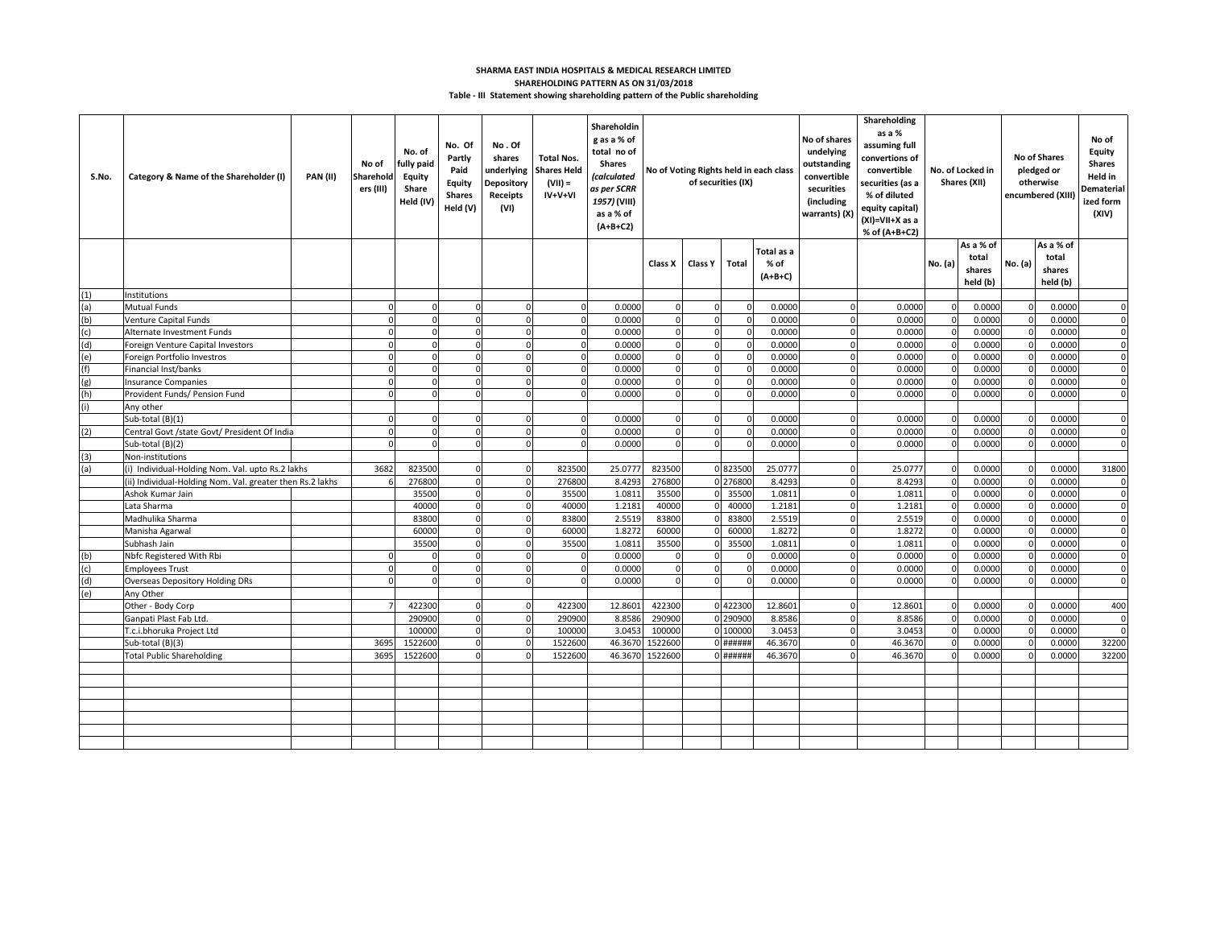**SHARMA EAST INDIA HOSPITALS & MEDICAL RESEARCH LIMITED**

**SHAREHOLDING PATTERN AS ON 31/03/2018**

**Table - III Statement showing shareholding pattern of the Public shareholding**

| S.No. | Category & Name of the Shareholder (I) | PAN (II) | No of Shareholders (III) | No. of fully paid Equity Share Held (IV) | No. Of Partly Paid Equity Shares Held (V) | No . Of shares underlying Depository Receipts (VI) | Total Nos. Shares Held (VII) = IV+V+VI | Shareholding as a % of total no of Shares (calculated as per SCRR 1957) (VIII) as a % of (A+B+C2) | No of Voting Rights held in each class of securities (IX) | | | | No of shares undelying outstanding convertible securities (including warrants) (X) | Shareholding as a % assuming full convertions of convertible securities (as a % of diluted equity capital) (XI)=VII+X as a % of (A+B+C2) | No. of Locked in Shares (XII) | | No of Shares pledged or otherwise encumbered (XIII) | | No of Equity Shares Held in Dematerialized form (XIV) |
|---|---|---|---|---|---|---|---|---|---|---|---|---|---|---|---|---|---|---|---|
| | | | | | | | | | Class X | Class Y | Total | Total as a % of (A+B+C) | | | No. (a) | As a % of total shares held (b) | No. (a) | As a % of total shares held (b) | |
| (1) | Institutions | | | | | | | | | | | | | | | | | | |
| (a) | Mutual Funds | | 0 | 0 | 0 | 0 | 0 | 0.0000 | 0 | 0 | 0 | 0.0000 | 0 | 0.0000 | 0 | 0.0000 | 0 | 0.0000 | 0 |
| (b) | Venture Capital Funds | | 0 | 0 | 0 | 0 | 0 | 0.0000 | 0 | 0 | 0 | 0.0000 | 0 | 0.0000 | 0 | 0.0000 | 0 | 0.0000 | 0 |
| (c) | Alternate Investment Funds | | 0 | 0 | 0 | 0 | 0 | 0.0000 | 0 | 0 | 0 | 0.0000 | 0 | 0.0000 | 0 | 0.0000 | 0 | 0.0000 | 0 |
| (d) | Foreign Venture Capital Investors | | 0 | 0 | 0 | 0 | 0 | 0.0000 | 0 | 0 | 0 | 0.0000 | 0 | 0.0000 | 0 | 0.0000 | 0 | 0.0000 | 0 |
| (e) | Foreign Portfolio Investros | | 0 | 0 | 0 | 0 | 0 | 0.0000 | 0 | 0 | 0 | 0.0000 | 0 | 0.0000 | 0 | 0.0000 | 0 | 0.0000 | 0 |
| (f) | Financial Inst/banks | | 0 | 0 | 0 | 0 | 0 | 0.0000 | 0 | 0 | 0 | 0.0000 | 0 | 0.0000 | 0 | 0.0000 | 0 | 0.0000 | 0 |
| (g) | Insurance Companies | | 0 | 0 | 0 | 0 | 0 | 0.0000 | 0 | 0 | 0 | 0.0000 | 0 | 0.0000 | 0 | 0.0000 | 0 | 0.0000 | 0 |
| (h) | Provident Funds/ Pension Fund | | 0 | 0 | 0 | 0 | 0 | 0.0000 | 0 | 0 | 0 | 0.0000 | 0 | 0.0000 | 0 | 0.0000 | 0 | 0.0000 | 0 |
| (i) | Any other | | | | | | | | | | | | | | | | | | |
| | Sub-total (B)(1) | | 0 | 0 | 0 | 0 | 0 | 0.0000 | 0 | 0 | 0 | 0.0000 | 0 | 0.0000 | 0 | 0.0000 | 0 | 0.0000 | 0 |
| (2) | Central Govt /state Govt/ President Of India | | 0 | 0 | 0 | 0 | 0 | 0.0000 | 0 | 0 | 0 | 0.0000 | 0 | 0.0000 | 0 | 0.0000 | 0 | 0.0000 | 0 |
| | Sub-total (B)(2) | | 0 | 0 | 0 | 0 | 0 | 0.0000 | 0 | 0 | 0 | 0.0000 | 0 | 0.0000 | 0 | 0.0000 | 0 | 0.0000 | 0 |
| (3) | Non-institutions | | | | | | | | | | | | | | | | | | |
| (a) | (i) Individual-Holding Nom. Val. upto Rs.2 lakhs | | 3682 | 823500 | 0 | 0 | 823500 | 25.0777 | 823500 | 0 | 823500 | 25.0777 | 0 | 25.0777 | 0 | 0.0000 | 0 | 0.0000 | 31800 |
| | (ii) Individual-Holding Nom. Val. greater then Rs.2 lakhs | | 6 | 276800 | 0 | 0 | 276800 | 8.4293 | 276800 | 0 | 276800 | 8.4293 | 0 | 8.4293 | 0 | 0.0000 | 0 | 0.0000 | 0 |
| | Ashok Kumar Jain | | | 35500 | 0 | 0 | 35500 | 1.0811 | 35500 | 0 | 35500 | 1.0811 | 0 | 1.0811 | 0 | 0.0000 | 0 | 0.0000 | 0 |
| | Lata Sharma | | | 40000 | 0 | 0 | 40000 | 1.2181 | 40000 | 0 | 40000 | 1.2181 | 0 | 1.2181 | 0 | 0.0000 | 0 | 0.0000 | 0 |
| | Madhulika Sharma | | | 83800 | 0 | 0 | 83800 | 2.5519 | 83800 | 0 | 83800 | 2.5519 | 0 | 2.5519 | 0 | 0.0000 | 0 | 0.0000 | 0 |
| | Manisha Agarwal | | | 60000 | 0 | 0 | 60000 | 1.8272 | 60000 | 0 | 60000 | 1.8272 | 0 | 1.8272 | 0 | 0.0000 | 0 | 0.0000 | 0 |
| | Subhash Jain | | | 35500 | 0 | 0 | 35500 | 1.0811 | 35500 | 0 | 35500 | 1.0811 | 0 | 1.0811 | 0 | 0.0000 | 0 | 0.0000 | 0 |
| (b) | Nbfc Registered With Rbi | | 0 | 0 | 0 | 0 | 0 | 0.0000 | 0 | 0 | 0 | 0.0000 | 0 | 0.0000 | 0 | 0.0000 | 0 | 0.0000 | 0 |
| (c) | Employees Trust | | 0 | 0 | 0 | 0 | 0 | 0.0000 | 0 | 0 | 0 | 0.0000 | 0 | 0.0000 | 0 | 0.0000 | 0 | 0.0000 | 0 |
| (d) | Overseas Depository Holding DRs | | 0 | 0 | 0 | 0 | 0 | 0.0000 | 0 | 0 | 0 | 0.0000 | 0 | 0.0000 | 0 | 0.0000 | 0 | 0.0000 | 0 |
| (e) | Any Other | | | | | | | | | | | | | | | | | | |
| | Other - Body Corp | | 7 | 422300 | 0 | 0 | 422300 | 12.8601 | 422300 | 0 | 422300 | 12.8601 | 0 | 12.8601 | 0 | 0.0000 | 0 | 0.0000 | 400 |
| | Ganpati Plast Fab Ltd. | | | 290900 | 0 | 0 | 290900 | 8.8586 | 290900 | 0 | 290900 | 8.8586 | 0 | 8.8586 | 0 | 0.0000 | 0 | 0.0000 | 0 |
| | T.c.i.bhoruka Project Ltd | | | 100000 | 0 | 0 | 100000 | 3.0453 | 100000 | 0 | 100000 | 3.0453 | 0 | 3.0453 | 0 | 0.0000 | 0 | 0.0000 | 0 |
| | Sub-total (B)(3) | | 3695 | 1522600 | 0 | 0 | 1522600 | 46.3670 | 1522600 | 0 | ###### | 46.3670 | 0 | 46.3670 | 0 | 0.0000 | 0 | 0.0000 | 32200 |
| | Total Public Shareholding | | 3695 | 1522600 | 0 | 0 | 1522600 | 46.3670 | 1522600 | 0 | ###### | 46.3670 | 0 | 46.3670 | 0 | 0.0000 | 0 | 0.0000 | 32200 |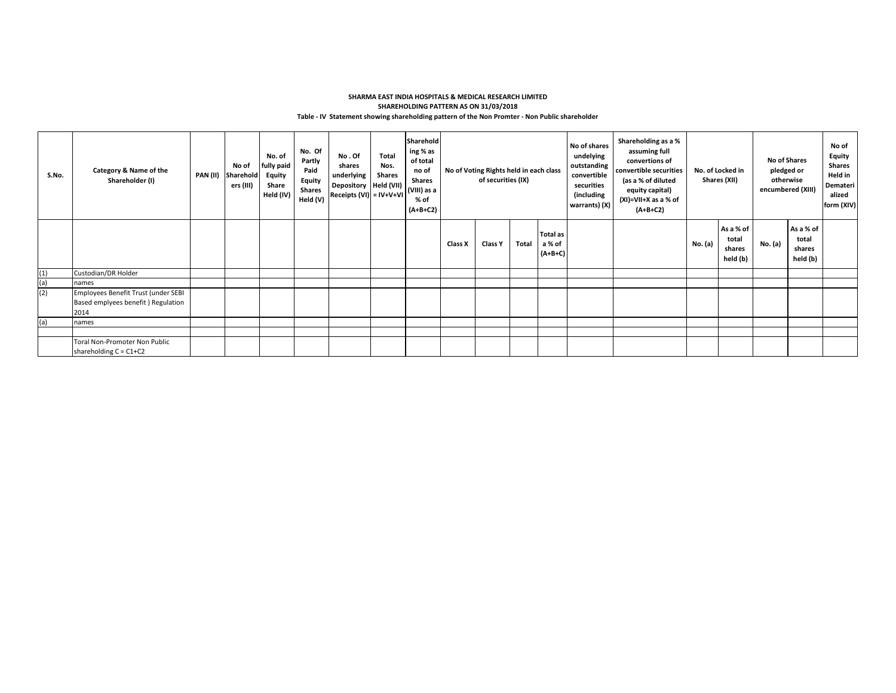**SHARMA EAST INDIA HOSPITALS & MEDICAL RESEARCH LIMITED**

**SHAREHOLDING PATTERN AS ON 31/03/2018**

**Table - IV Statement showing shareholding pattern of the Non Promter - Non Public shareholder**

| S.No. | Category & Name of the Shareholder (I) | PAN (II) | No of Shareholders (III) | No. of fully paid Equity Share Held (IV) | No. Of Partly Paid Equity Shares Held (V) | No . Of shares underlying Depository Receipts (VI) | Total Nos. Shares Held (VII) = IV+V+VI | Shareholding % as of total no of Shares (VIII) as a % of (A+B+C2) | No of Voting Rights held in each class of securities (IX) | | | | No of shares undelying outstanding convertible securities (including warrants) (X) | Shareholding as a % assuming full convertions of convertible securities (as a % of diluted equity capital) (XI)=VII+X as a % of (A+B+C2) | No. of Locked in Shares (XII) | | No of Shares pledged or otherwise encumbered (XIII) | | No of Equity Shares Held in Dematerialized form (XIV) |
|---|---|---|---|---|---|---|---|---|---|---|---|---|---|---|---|---|---|---|---|
| | | | | | | | | | Class X | Class Y | Total | Total as a % of (A+B+C) | | | No. (a) | As a % of total shares held (b) | No. (a) | As a % of total shares held (b) | |
| (1) | Custodian/DR Holder | | | | | | | | | | | | | | | | | | |
| (a) | names | | | | | | | | | | | | | | | | | | |
| (2) | Employees Benefit Trust (under SEBI Based emplyees benefit ) Regulation 2014 | | | | | | | | | | | | | | | | | | |
| (a) | names | | | | | | | | | | | | | | | | | | |
| | | | | | | | | | | | | | | | | | | | |
| | Toral Non-Promoter Non Public shareholding C = C1+C2 | | | | | | | | | | | | | | | | | | |